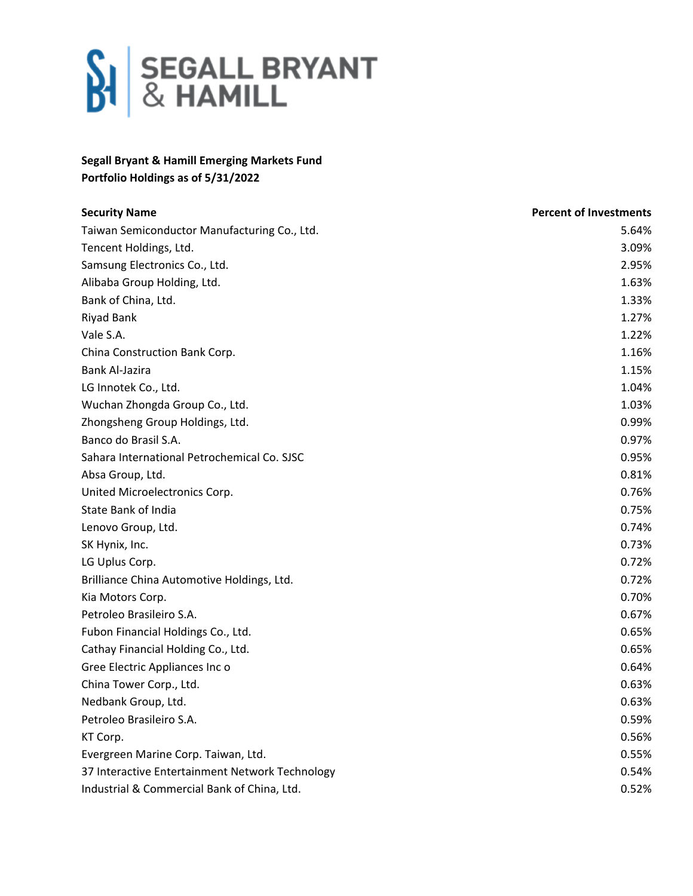SEGALL BRYANT & HAMILL

**Segall Bryant & Hamill Emerging Markets Fund**
**Portfolio Holdings as of 5/31/2022**

| Security Name | Percent of Investments |
| --- | ---: |
| Taiwan Semiconductor Manufacturing Co., Ltd. | 5.64% |
| Tencent Holdings, Ltd. | 3.09% |
| Samsung Electronics Co., Ltd. | 2.95% |
| Alibaba Group Holding, Ltd. | 1.63% |
| Bank of China, Ltd. | 1.33% |
| Riyad Bank | 1.27% |
| Vale S.A. | 1.22% |
| China Construction Bank Corp. | 1.16% |
| Bank Al-Jazira | 1.15% |
| LG Innotek Co., Ltd. | 1.04% |
| Wuchan Zhongda Group Co., Ltd. | 1.03% |
| Zhongsheng Group Holdings, Ltd. | 0.99% |
| Banco do Brasil S.A. | 0.97% |
| Sahara International Petrochemical Co. SJSC | 0.95% |
| Absa Group, Ltd. | 0.81% |
| United Microelectronics Corp. | 0.76% |
| State Bank of India | 0.75% |
| Lenovo Group, Ltd. | 0.74% |
| SK Hynix, Inc. | 0.73% |
| LG Uplus Corp. | 0.72% |
| Brilliance China Automotive Holdings, Ltd. | 0.72% |
| Kia Motors Corp. | 0.70% |
| Petroleo Brasileiro S.A. | 0.67% |
| Fubon Financial Holdings Co., Ltd. | 0.65% |
| Cathay Financial Holding Co., Ltd. | 0.65% |
| Gree Electric Appliances Inc o | 0.64% |
| China Tower Corp., Ltd. | 0.63% |
| Nedbank Group, Ltd. | 0.63% |
| Petroleo Brasileiro S.A. | 0.59% |
| KT Corp. | 0.56% |
| Evergreen Marine Corp. Taiwan, Ltd. | 0.55% |
| 37 Interactive Entertainment Network Technology | 0.54% |
| Industrial & Commercial Bank of China, Ltd. | 0.52% |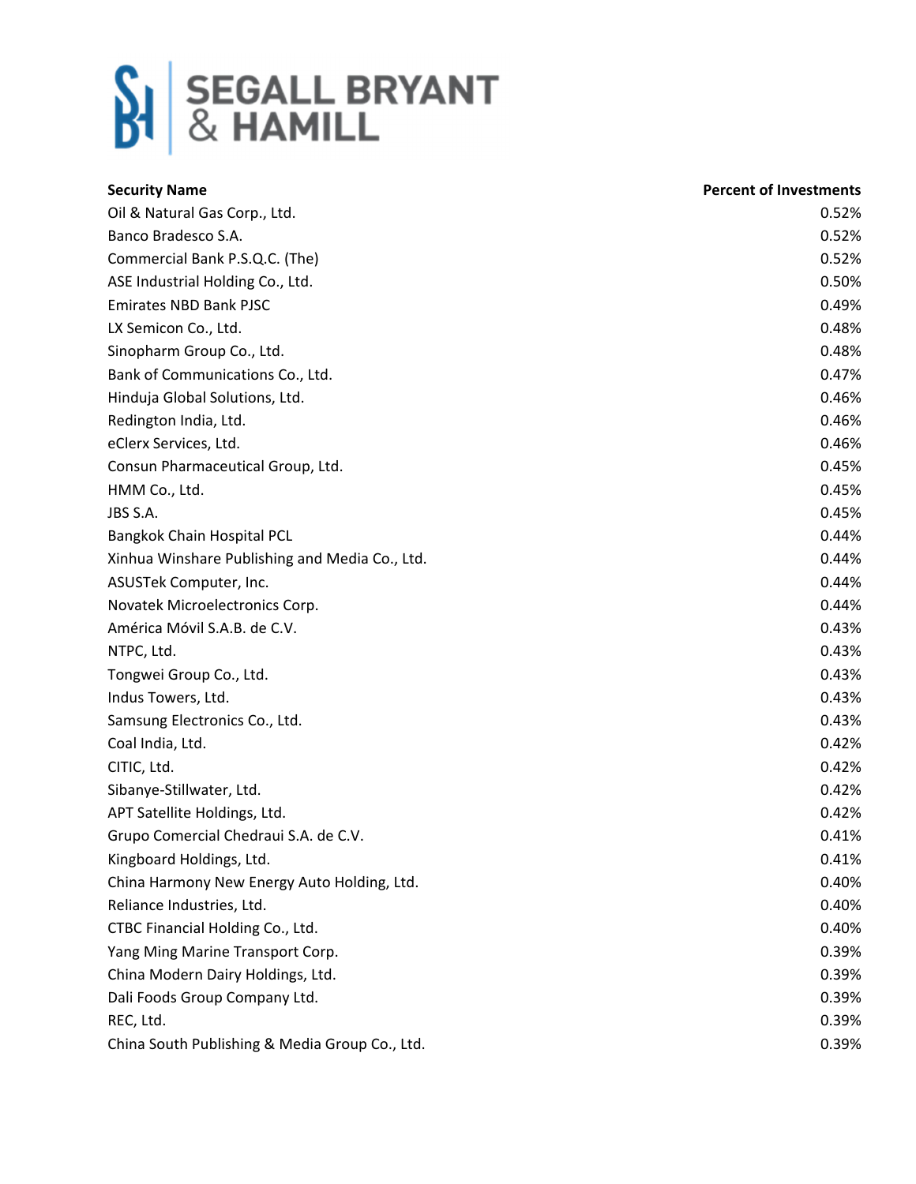| Security Name | Percent of Investments |
| --- | --- |
| Oil & Natural Gas Corp., Ltd. | 0.52% |
| Banco Bradesco S.A. | 0.52% |
| Commercial Bank P.S.Q.C. (The) | 0.52% |
| ASE Industrial Holding Co., Ltd. | 0.50% |
| Emirates NBD Bank PJSC | 0.49% |
| LX Semicon Co., Ltd. | 0.48% |
| Sinopharm Group Co., Ltd. | 0.48% |
| Bank of Communications Co., Ltd. | 0.47% |
| Hinduja Global Solutions, Ltd. | 0.46% |
| Redington India, Ltd. | 0.46% |
| eClerx Services, Ltd. | 0.46% |
| Consun Pharmaceutical Group, Ltd. | 0.45% |
| HMM Co., Ltd. | 0.45% |
| JBS S.A. | 0.45% |
| Bangkok Chain Hospital PCL | 0.44% |
| Xinhua Winshare Publishing and Media Co., Ltd. | 0.44% |
| ASUSTek Computer, Inc. | 0.44% |
| Novatek Microelectronics Corp. | 0.44% |
| América Móvil S.A.B. de C.V. | 0.43% |
| NTPC, Ltd. | 0.43% |
| Tongwei Group Co., Ltd. | 0.43% |
| Indus Towers, Ltd. | 0.43% |
| Samsung Electronics Co., Ltd. | 0.43% |
| Coal India, Ltd. | 0.42% |
| CITIC, Ltd. | 0.42% |
| Sibanye-Stillwater, Ltd. | 0.42% |
| APT Satellite Holdings, Ltd. | 0.42% |
| Grupo Comercial Chedraui S.A. de C.V. | 0.41% |
| Kingboard Holdings, Ltd. | 0.41% |
| China Harmony New Energy Auto Holding, Ltd. | 0.40% |
| Reliance Industries, Ltd. | 0.40% |
| CTBC Financial Holding Co., Ltd. | 0.40% |
| Yang Ming Marine Transport Corp. | 0.39% |
| China Modern Dairy Holdings, Ltd. | 0.39% |
| Dali Foods Group Company Ltd. | 0.39% |
| REC, Ltd. | 0.39% |
| China South Publishing & Media Group Co., Ltd. | 0.39% |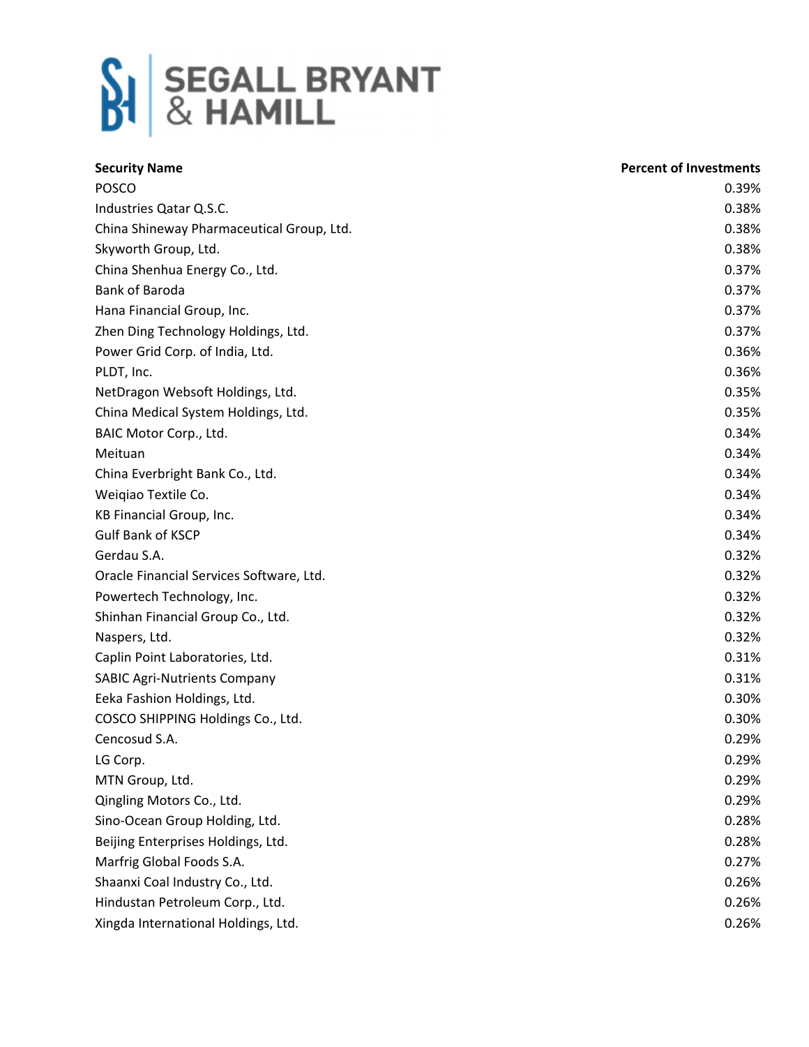| Security Name | Percent of Investments |
|---|---|
| POSCO | 0.39% |
| Industries Qatar Q.S.C. | 0.38% |
| China Shineway Pharmaceutical Group, Ltd. | 0.38% |
| Skyworth Group, Ltd. | 0.38% |
| China Shenhua Energy Co., Ltd. | 0.37% |
| Bank of Baroda | 0.37% |
| Hana Financial Group, Inc. | 0.37% |
| Zhen Ding Technology Holdings, Ltd. | 0.37% |
| Power Grid Corp. of India, Ltd. | 0.36% |
| PLDT, Inc. | 0.36% |
| NetDragon Websoft Holdings, Ltd. | 0.35% |
| China Medical System Holdings, Ltd. | 0.35% |
| BAIC Motor Corp., Ltd. | 0.34% |
| Meituan | 0.34% |
| China Everbright Bank Co., Ltd. | 0.34% |
| Weiqiao Textile Co. | 0.34% |
| KB Financial Group, Inc. | 0.34% |
| Gulf Bank of KSCP | 0.34% |
| Gerdau S.A. | 0.32% |
| Oracle Financial Services Software, Ltd. | 0.32% |
| Powertech Technology, Inc. | 0.32% |
| Shinhan Financial Group Co., Ltd. | 0.32% |
| Naspers, Ltd. | 0.32% |
| Caplin Point Laboratories, Ltd. | 0.31% |
| SABIC Agri-Nutrients Company | 0.31% |
| Eeka Fashion Holdings, Ltd. | 0.30% |
| COSCO SHIPPING Holdings Co., Ltd. | 0.30% |
| Cencosud S.A. | 0.29% |
| LG Corp. | 0.29% |
| MTN Group, Ltd. | 0.29% |
| Qingling Motors Co., Ltd. | 0.29% |
| Sino-Ocean Group Holding, Ltd. | 0.28% |
| Beijing Enterprises Holdings, Ltd. | 0.28% |
| Marfrig Global Foods S.A. | 0.27% |
| Shaanxi Coal Industry Co., Ltd. | 0.26% |
| Hindustan Petroleum Corp., Ltd. | 0.26% |
| Xingda International Holdings, Ltd. | 0.26% |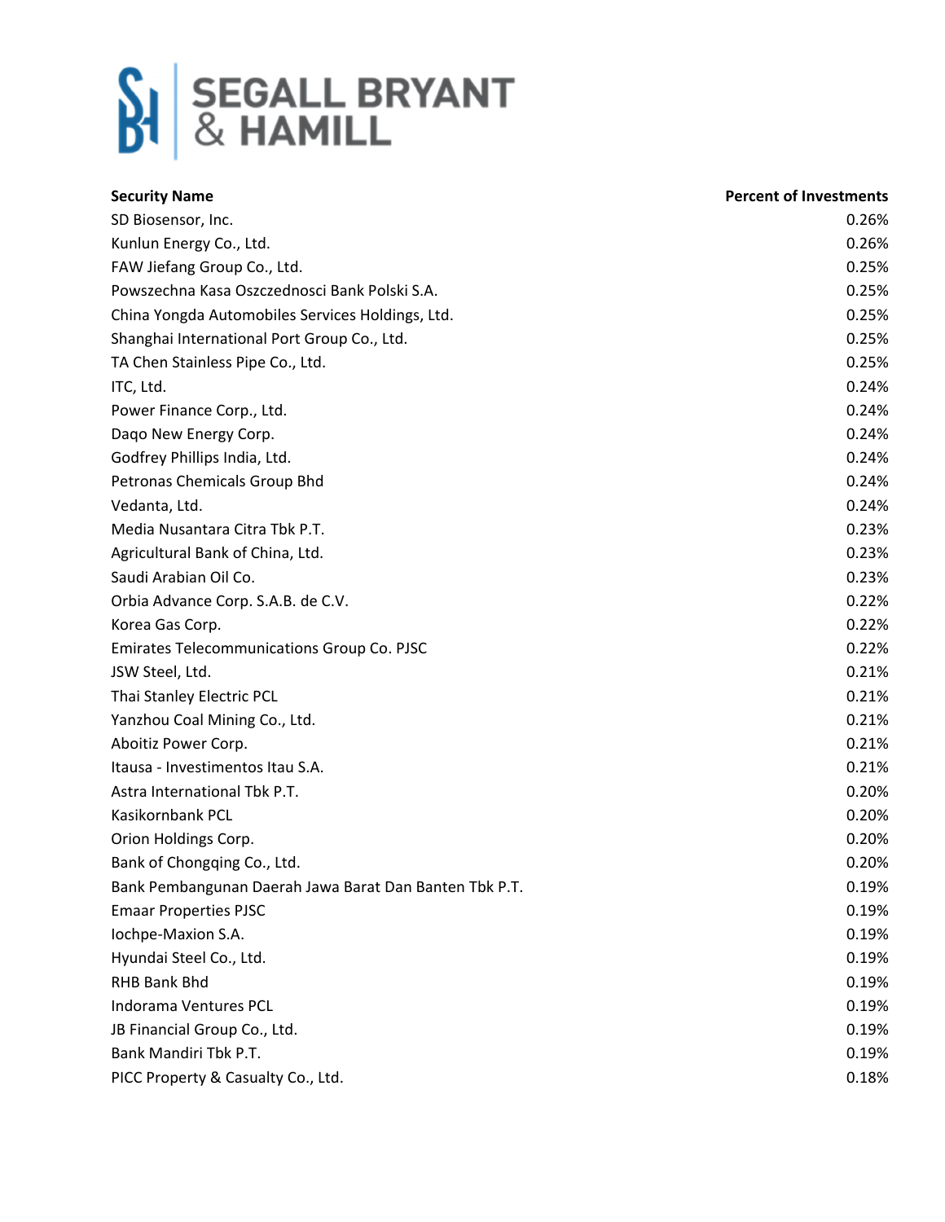# SEGALL BRYANT & HAMILL

| Security Name | Percent of Investments |
| --- | --- |
| SD Biosensor, Inc. | 0.26% |
| Kunlun Energy Co., Ltd. | 0.26% |
| FAW Jiefang Group Co., Ltd. | 0.25% |
| Powszechna Kasa Oszczednosci Bank Polski S.A. | 0.25% |
| China Yongda Automobiles Services Holdings, Ltd. | 0.25% |
| Shanghai International Port Group Co., Ltd. | 0.25% |
| TA Chen Stainless Pipe Co., Ltd. | 0.25% |
| ITC, Ltd. | 0.24% |
| Power Finance Corp., Ltd. | 0.24% |
| Daqo New Energy Corp. | 0.24% |
| Godfrey Phillips India, Ltd. | 0.24% |
| Petronas Chemicals Group Bhd | 0.24% |
| Vedanta, Ltd. | 0.24% |
| Media Nusantara Citra Tbk P.T. | 0.23% |
| Agricultural Bank of China, Ltd. | 0.23% |
| Saudi Arabian Oil Co. | 0.23% |
| Orbia Advance Corp. S.A.B. de C.V. | 0.22% |
| Korea Gas Corp. | 0.22% |
| Emirates Telecommunications Group Co. PJSC | 0.22% |
| JSW Steel, Ltd. | 0.21% |
| Thai Stanley Electric PCL | 0.21% |
| Yanzhou Coal Mining Co., Ltd. | 0.21% |
| Aboitiz Power Corp. | 0.21% |
| Itausa - Investimentos Itau S.A. | 0.21% |
| Astra International Tbk P.T. | 0.20% |
| Kasikornbank PCL | 0.20% |
| Orion Holdings Corp. | 0.20% |
| Bank of Chongqing Co., Ltd. | 0.20% |
| Bank Pembangunan Daerah Jawa Barat Dan Banten Tbk P.T. | 0.19% |
| Emaar Properties PJSC | 0.19% |
| Iochpe-Maxion S.A. | 0.19% |
| Hyundai Steel Co., Ltd. | 0.19% |
| RHB Bank Bhd | 0.19% |
| Indorama Ventures PCL | 0.19% |
| JB Financial Group Co., Ltd. | 0.19% |
| Bank Mandiri Tbk P.T. | 0.19% |
| PICC Property & Casualty Co., Ltd. | 0.18% |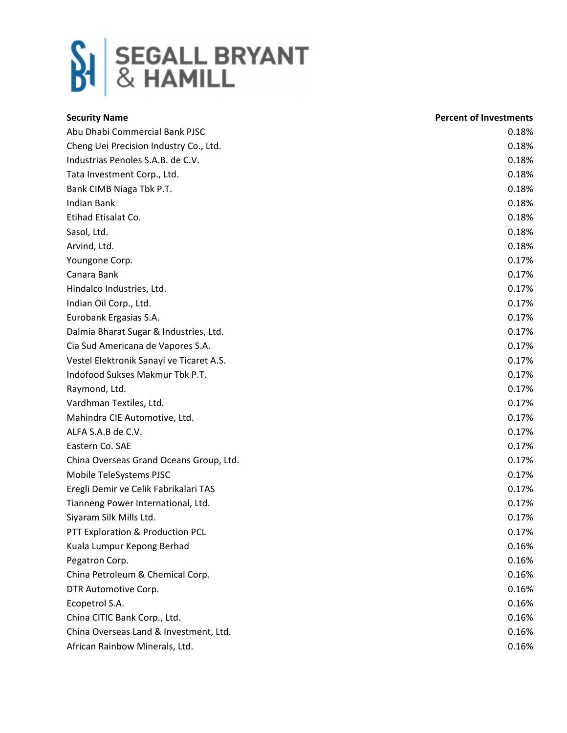SEGALL BRYANT & HAMILL

| Security Name | Percent of Investments |
| --- | --- |
| Abu Dhabi Commercial Bank PJSC | 0.18% |
| Cheng Uei Precision Industry Co., Ltd. | 0.18% |
| Industrias Penoles S.A.B. de C.V. | 0.18% |
| Tata Investment Corp., Ltd. | 0.18% |
| Bank CIMB Niaga Tbk P.T. | 0.18% |
| Indian Bank | 0.18% |
| Etihad Etisalat Co. | 0.18% |
| Sasol, Ltd. | 0.18% |
| Arvind, Ltd. | 0.18% |
| Youngone Corp. | 0.17% |
| Canara Bank | 0.17% |
| Hindalco Industries, Ltd. | 0.17% |
| Indian Oil Corp., Ltd. | 0.17% |
| Eurobank Ergasias S.A. | 0.17% |
| Dalmia Bharat Sugar & Industries, Ltd. | 0.17% |
| Cia Sud Americana de Vapores S.A. | 0.17% |
| Vestel Elektronik Sanayi ve Ticaret A.S. | 0.17% |
| Indofood Sukses Makmur Tbk P.T. | 0.17% |
| Raymond, Ltd. | 0.17% |
| Vardhman Textiles, Ltd. | 0.17% |
| Mahindra CIE Automotive, Ltd. | 0.17% |
| ALFA S.A.B de C.V. | 0.17% |
| Eastern Co. SAE | 0.17% |
| China Overseas Grand Oceans Group, Ltd. | 0.17% |
| Mobile TeleSystems PJSC | 0.17% |
| Eregli Demir ve Celik Fabrikalari TAS | 0.17% |
| Tianneng Power International, Ltd. | 0.17% |
| Siyaram Silk Mills Ltd. | 0.17% |
| PTT Exploration & Production PCL | 0.17% |
| Kuala Lumpur Kepong Berhad | 0.16% |
| Pegatron Corp. | 0.16% |
| China Petroleum & Chemical Corp. | 0.16% |
| DTR Automotive Corp. | 0.16% |
| Ecopetrol S.A. | 0.16% |
| China CITIC Bank Corp., Ltd. | 0.16% |
| China Overseas Land & Investment, Ltd. | 0.16% |
| African Rainbow Minerals, Ltd. | 0.16% |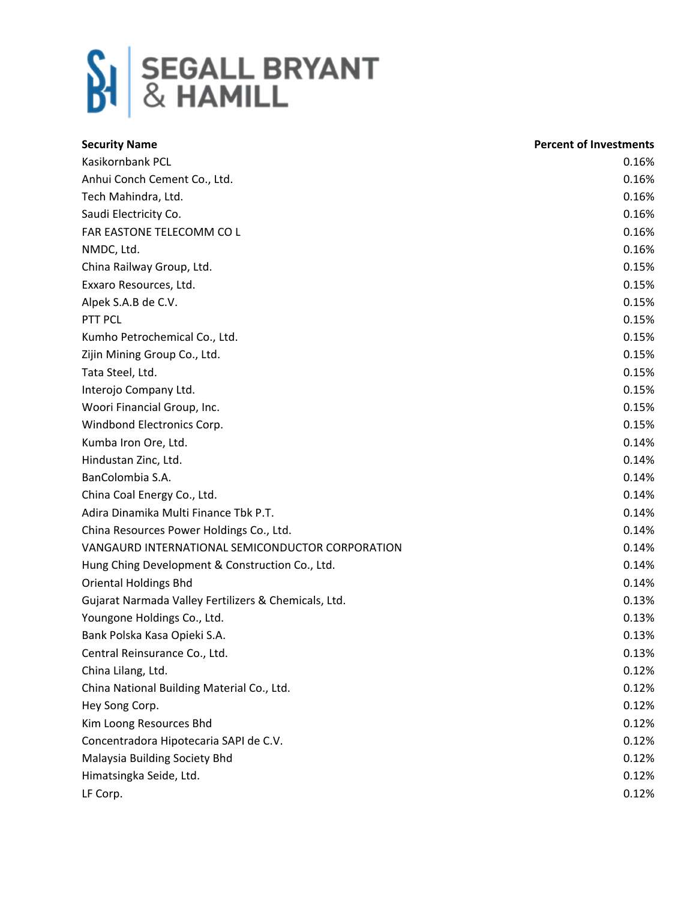| Security Name | Percent of Investments |
| --- | --- |
| Kasikornbank PCL | 0.16% |
| Anhui Conch Cement Co., Ltd. | 0.16% |
| Tech Mahindra, Ltd. | 0.16% |
| Saudi Electricity Co. | 0.16% |
| FAR EASTONE TELECOMM CO L | 0.16% |
| NMDC, Ltd. | 0.16% |
| China Railway Group, Ltd. | 0.15% |
| Exxaro Resources, Ltd. | 0.15% |
| Alpek S.A.B de C.V. | 0.15% |
| PTT PCL | 0.15% |
| Kumho Petrochemical Co., Ltd. | 0.15% |
| Zijin Mining Group Co., Ltd. | 0.15% |
| Tata Steel, Ltd. | 0.15% |
| Interojo Company Ltd. | 0.15% |
| Woori Financial Group, Inc. | 0.15% |
| Windbond Electronics Corp. | 0.15% |
| Kumba Iron Ore, Ltd. | 0.14% |
| Hindustan Zinc, Ltd. | 0.14% |
| BanColombia S.A. | 0.14% |
| China Coal Energy Co., Ltd. | 0.14% |
| Adira Dinamika Multi Finance Tbk P.T. | 0.14% |
| China Resources Power Holdings Co., Ltd. | 0.14% |
| VANGAURD INTERNATIONAL SEMICONDUCTOR CORPORATION | 0.14% |
| Hung Ching Development & Construction Co., Ltd. | 0.14% |
| Oriental Holdings Bhd | 0.14% |
| Gujarat Narmada Valley Fertilizers & Chemicals, Ltd. | 0.13% |
| Youngone Holdings Co., Ltd. | 0.13% |
| Bank Polska Kasa Opieki S.A. | 0.13% |
| Central Reinsurance Co., Ltd. | 0.13% |
| China Lilang, Ltd. | 0.12% |
| China National Building Material Co., Ltd. | 0.12% |
| Hey Song Corp. | 0.12% |
| Kim Loong Resources Bhd | 0.12% |
| Concentradora Hipotecaria SAPI de C.V. | 0.12% |
| Malaysia Building Society Bhd | 0.12% |
| Himatsingka Seide, Ltd. | 0.12% |
| LF Corp. | 0.12% |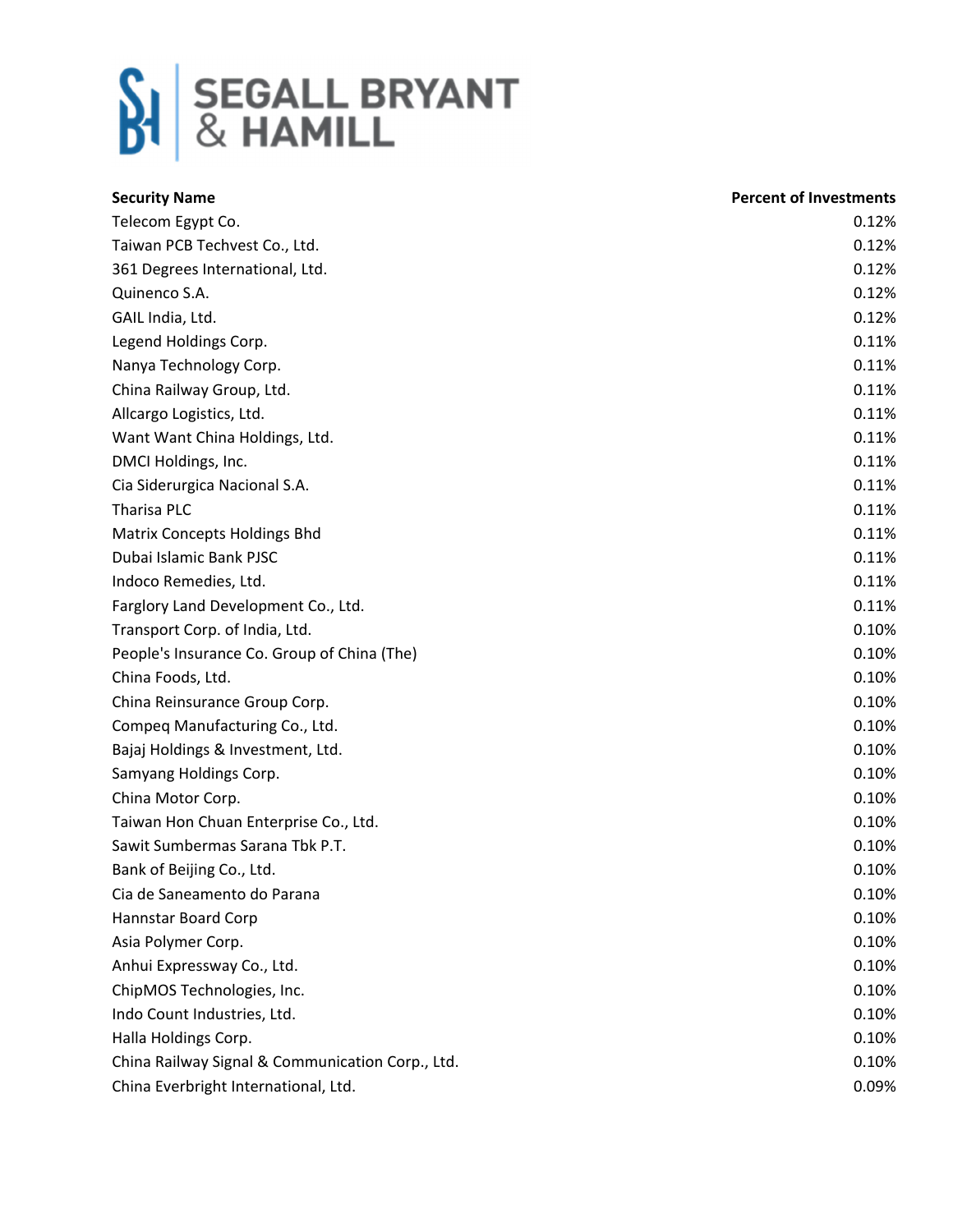| Security Name | Percent of Investments |
| --- | --- |
| Telecom Egypt Co. | 0.12% |
| Taiwan PCB Techvest Co., Ltd. | 0.12% |
| 361 Degrees International, Ltd. | 0.12% |
| Quinenco S.A. | 0.12% |
| GAIL India, Ltd. | 0.12% |
| Legend Holdings Corp. | 0.11% |
| Nanya Technology Corp. | 0.11% |
| China Railway Group, Ltd. | 0.11% |
| Allcargo Logistics, Ltd. | 0.11% |
| Want Want China Holdings, Ltd. | 0.11% |
| DMCI Holdings, Inc. | 0.11% |
| Cia Siderurgica Nacional S.A. | 0.11% |
| Tharisa PLC | 0.11% |
| Matrix Concepts Holdings Bhd | 0.11% |
| Dubai Islamic Bank PJSC | 0.11% |
| Indoco Remedies, Ltd. | 0.11% |
| Farglory Land Development Co., Ltd. | 0.11% |
| Transport Corp. of India, Ltd. | 0.10% |
| People's Insurance Co. Group of China (The) | 0.10% |
| China Foods, Ltd. | 0.10% |
| China Reinsurance Group Corp. | 0.10% |
| Compeq Manufacturing Co., Ltd. | 0.10% |
| Bajaj Holdings & Investment, Ltd. | 0.10% |
| Samyang Holdings Corp. | 0.10% |
| China Motor Corp. | 0.10% |
| Taiwan Hon Chuan Enterprise Co., Ltd. | 0.10% |
| Sawit Sumbermas Sarana Tbk P.T. | 0.10% |
| Bank of Beijing Co., Ltd. | 0.10% |
| Cia de Saneamento do Parana | 0.10% |
| Hannstar Board Corp | 0.10% |
| Asia Polymer Corp. | 0.10% |
| Anhui Expressway Co., Ltd. | 0.10% |
| ChipMOS Technologies, Inc. | 0.10% |
| Indo Count Industries, Ltd. | 0.10% |
| Halla Holdings Corp. | 0.10% |
| China Railway Signal & Communication Corp., Ltd. | 0.10% |
| China Everbright International, Ltd. | 0.09% |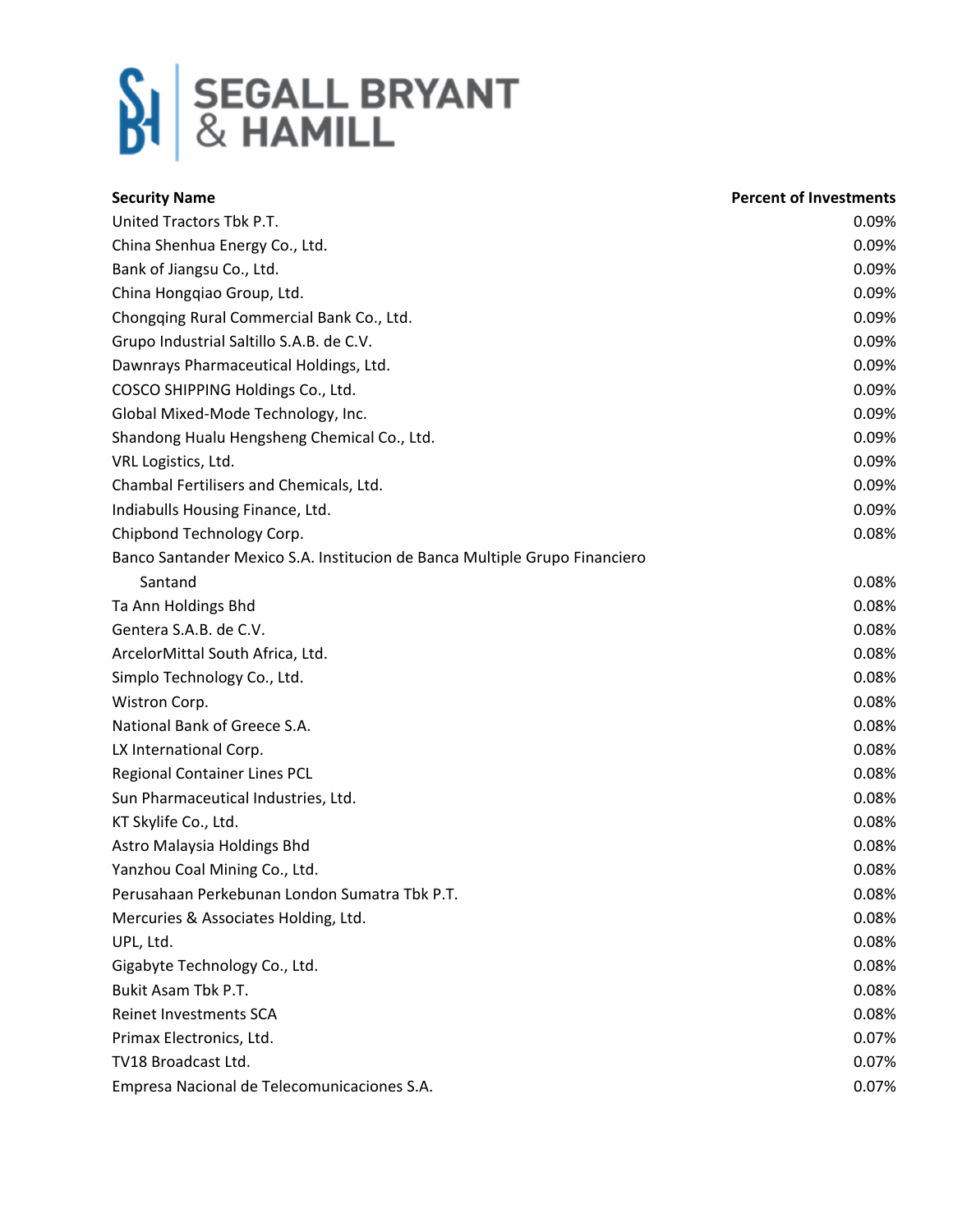# SEGALL BRYANT & HAMILL

| Security Name | Percent of Investments |
| --- | --- |
| United Tractors Tbk P.T. | 0.09% |
| China Shenhua Energy Co., Ltd. | 0.09% |
| Bank of Jiangsu Co., Ltd. | 0.09% |
| China Hongqiao Group, Ltd. | 0.09% |
| Chongqing Rural Commercial Bank Co., Ltd. | 0.09% |
| Grupo Industrial Saltillo S.A.B. de C.V. | 0.09% |
| Dawnrays Pharmaceutical Holdings, Ltd. | 0.09% |
| COSCO SHIPPING Holdings Co., Ltd. | 0.09% |
| Global Mixed-Mode Technology, Inc. | 0.09% |
| Shandong Hualu Hengsheng Chemical Co., Ltd. | 0.09% |
| VRL Logistics, Ltd. | 0.09% |
| Chambal Fertilisers and Chemicals, Ltd. | 0.09% |
| Indiabulls Housing Finance, Ltd. | 0.09% |
| Chipbond Technology Corp. | 0.08% |
| Banco Santander Mexico S.A. Institucion de Banca Multiple Grupo Financiero Santand | 0.08% |
| Ta Ann Holdings Bhd | 0.08% |
| Gentera S.A.B. de C.V. | 0.08% |
| ArcelorMittal South Africa, Ltd. | 0.08% |
| Simplo Technology Co., Ltd. | 0.08% |
| Wistron Corp. | 0.08% |
| National Bank of Greece S.A. | 0.08% |
| LX International Corp. | 0.08% |
| Regional Container Lines PCL | 0.08% |
| Sun Pharmaceutical Industries, Ltd. | 0.08% |
| KT Skylife Co., Ltd. | 0.08% |
| Astro Malaysia Holdings Bhd | 0.08% |
| Yanzhou Coal Mining Co., Ltd. | 0.08% |
| Perusahaan Perkebunan London Sumatra Tbk P.T. | 0.08% |
| Mercuries & Associates Holding, Ltd. | 0.08% |
| UPL, Ltd. | 0.08% |
| Gigabyte Technology Co., Ltd. | 0.08% |
| Bukit Asam Tbk P.T. | 0.08% |
| Reinet Investments SCA | 0.08% |
| Primax Electronics, Ltd. | 0.07% |
| TV18 Broadcast Ltd. | 0.07% |
| Empresa Nacional de Telecomunicaciones S.A. | 0.07% |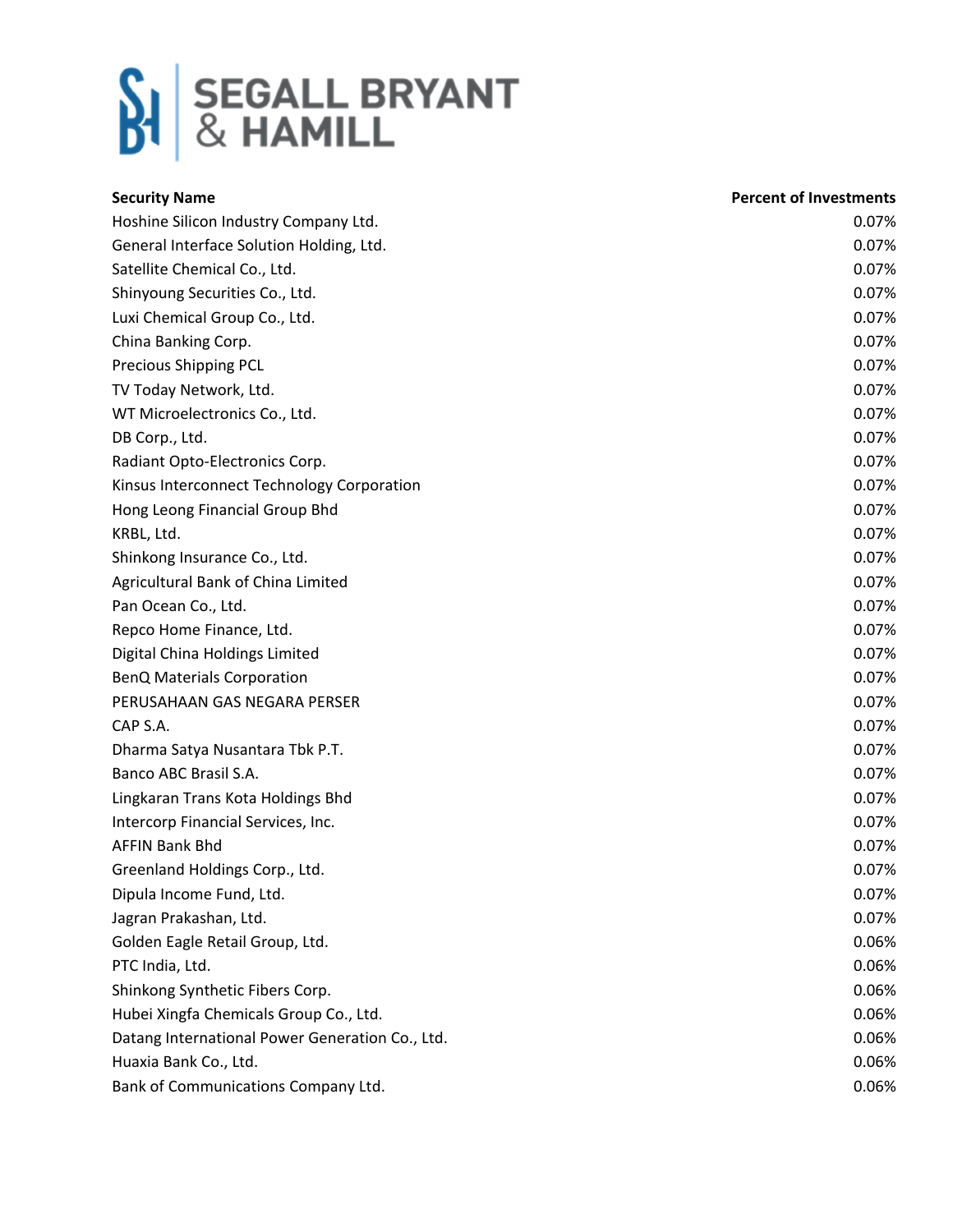SEGALL BRYANT & HAMILL

| Security Name | Percent of Investments |
| --- | --- |
| Hoshine Silicon Industry Company Ltd. | 0.07% |
| General Interface Solution Holding, Ltd. | 0.07% |
| Satellite Chemical Co., Ltd. | 0.07% |
| Shinyoung Securities Co., Ltd. | 0.07% |
| Luxi Chemical Group Co., Ltd. | 0.07% |
| China Banking Corp. | 0.07% |
| Precious Shipping PCL | 0.07% |
| TV Today Network, Ltd. | 0.07% |
| WT Microelectronics Co., Ltd. | 0.07% |
| DB Corp., Ltd. | 0.07% |
| Radiant Opto-Electronics Corp. | 0.07% |
| Kinsus Interconnect Technology Corporation | 0.07% |
| Hong Leong Financial Group Bhd | 0.07% |
| KRBL, Ltd. | 0.07% |
| Shinkong Insurance Co., Ltd. | 0.07% |
| Agricultural Bank of China Limited | 0.07% |
| Pan Ocean Co., Ltd. | 0.07% |
| Repco Home Finance, Ltd. | 0.07% |
| Digital China Holdings Limited | 0.07% |
| BenQ Materials Corporation | 0.07% |
| PERUSAHAAN GAS NEGARA PERSER | 0.07% |
| CAP S.A. | 0.07% |
| Dharma Satya Nusantara Tbk P.T. | 0.07% |
| Banco ABC Brasil S.A. | 0.07% |
| Lingkaran Trans Kota Holdings Bhd | 0.07% |
| Intercorp Financial Services, Inc. | 0.07% |
| AFFIN Bank Bhd | 0.07% |
| Greenland Holdings Corp., Ltd. | 0.07% |
| Dipula Income Fund, Ltd. | 0.07% |
| Jagran Prakashan, Ltd. | 0.07% |
| Golden Eagle Retail Group, Ltd. | 0.06% |
| PTC India, Ltd. | 0.06% |
| Shinkong Synthetic Fibers Corp. | 0.06% |
| Hubei Xingfa Chemicals Group Co., Ltd. | 0.06% |
| Datang International Power Generation Co., Ltd. | 0.06% |
| Huaxia Bank Co., Ltd. | 0.06% |
| Bank of Communications Company Ltd. | 0.06% |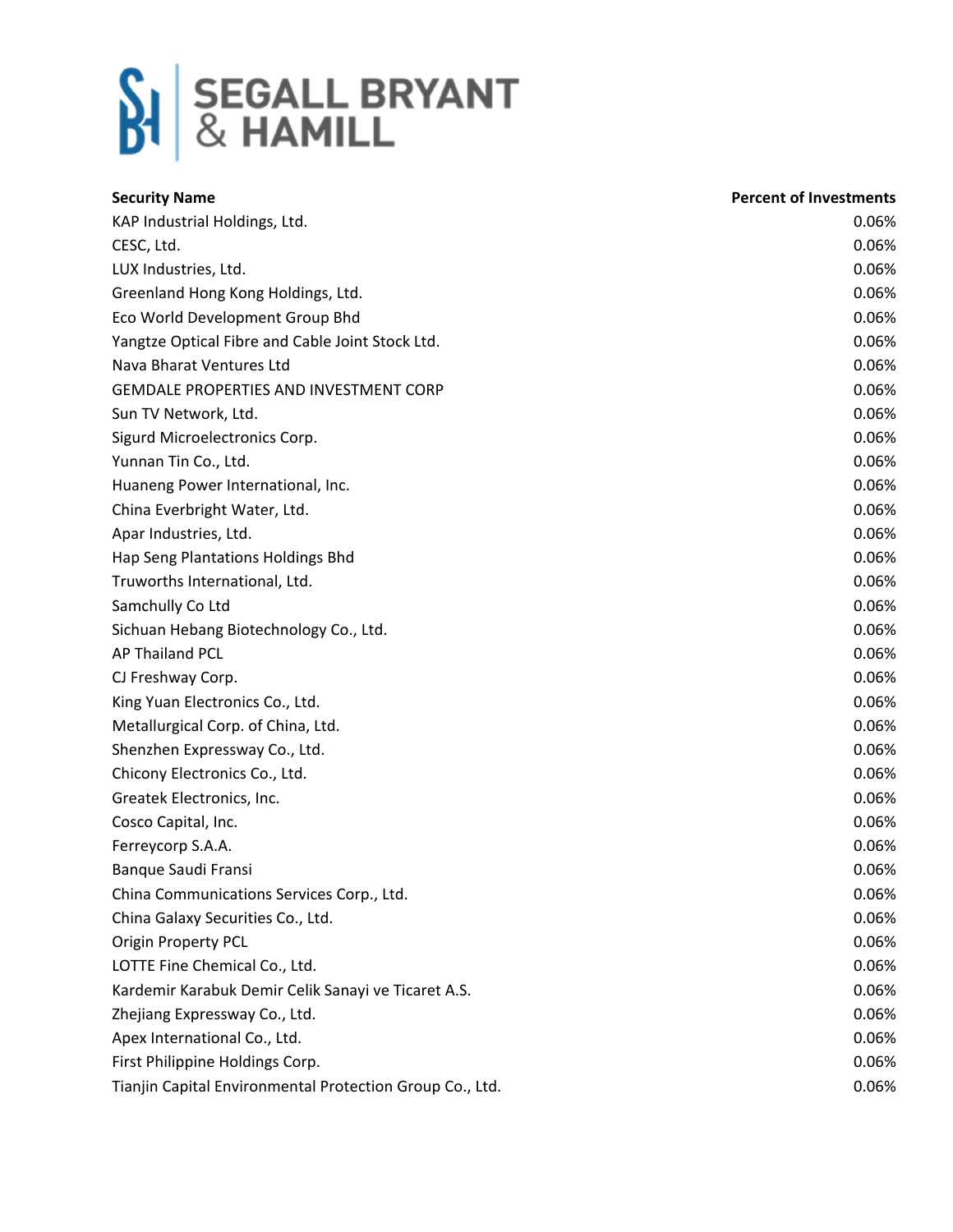| Security Name | Percent of Investments |
| --- | --- |
| KAP Industrial Holdings, Ltd. | 0.06% |
| CESC, Ltd. | 0.06% |
| LUX Industries, Ltd. | 0.06% |
| Greenland Hong Kong Holdings, Ltd. | 0.06% |
| Eco World Development Group Bhd | 0.06% |
| Yangtze Optical Fibre and Cable Joint Stock Ltd. | 0.06% |
| Nava Bharat Ventures Ltd | 0.06% |
| GEMDALE PROPERTIES AND INVESTMENT CORP | 0.06% |
| Sun TV Network, Ltd. | 0.06% |
| Sigurd Microelectronics Corp. | 0.06% |
| Yunnan Tin Co., Ltd. | 0.06% |
| Huaneng Power International, Inc. | 0.06% |
| China Everbright Water, Ltd. | 0.06% |
| Apar Industries, Ltd. | 0.06% |
| Hap Seng Plantations Holdings Bhd | 0.06% |
| Truworths International, Ltd. | 0.06% |
| Samchully Co Ltd | 0.06% |
| Sichuan Hebang Biotechnology Co., Ltd. | 0.06% |
| AP Thailand PCL | 0.06% |
| CJ Freshway Corp. | 0.06% |
| King Yuan Electronics Co., Ltd. | 0.06% |
| Metallurgical Corp. of China, Ltd. | 0.06% |
| Shenzhen Expressway Co., Ltd. | 0.06% |
| Chicony Electronics Co., Ltd. | 0.06% |
| Greatek Electronics, Inc. | 0.06% |
| Cosco Capital, Inc. | 0.06% |
| Ferreycorp S.A.A. | 0.06% |
| Banque Saudi Fransi | 0.06% |
| China Communications Services Corp., Ltd. | 0.06% |
| China Galaxy Securities Co., Ltd. | 0.06% |
| Origin Property PCL | 0.06% |
| LOTTE Fine Chemical Co., Ltd. | 0.06% |
| Kardemir Karabuk Demir Celik Sanayi ve Ticaret A.S. | 0.06% |
| Zhejiang Expressway Co., Ltd. | 0.06% |
| Apex International Co., Ltd. | 0.06% |
| First Philippine Holdings Corp. | 0.06% |
| Tianjin Capital Environmental Protection Group Co., Ltd. | 0.06% |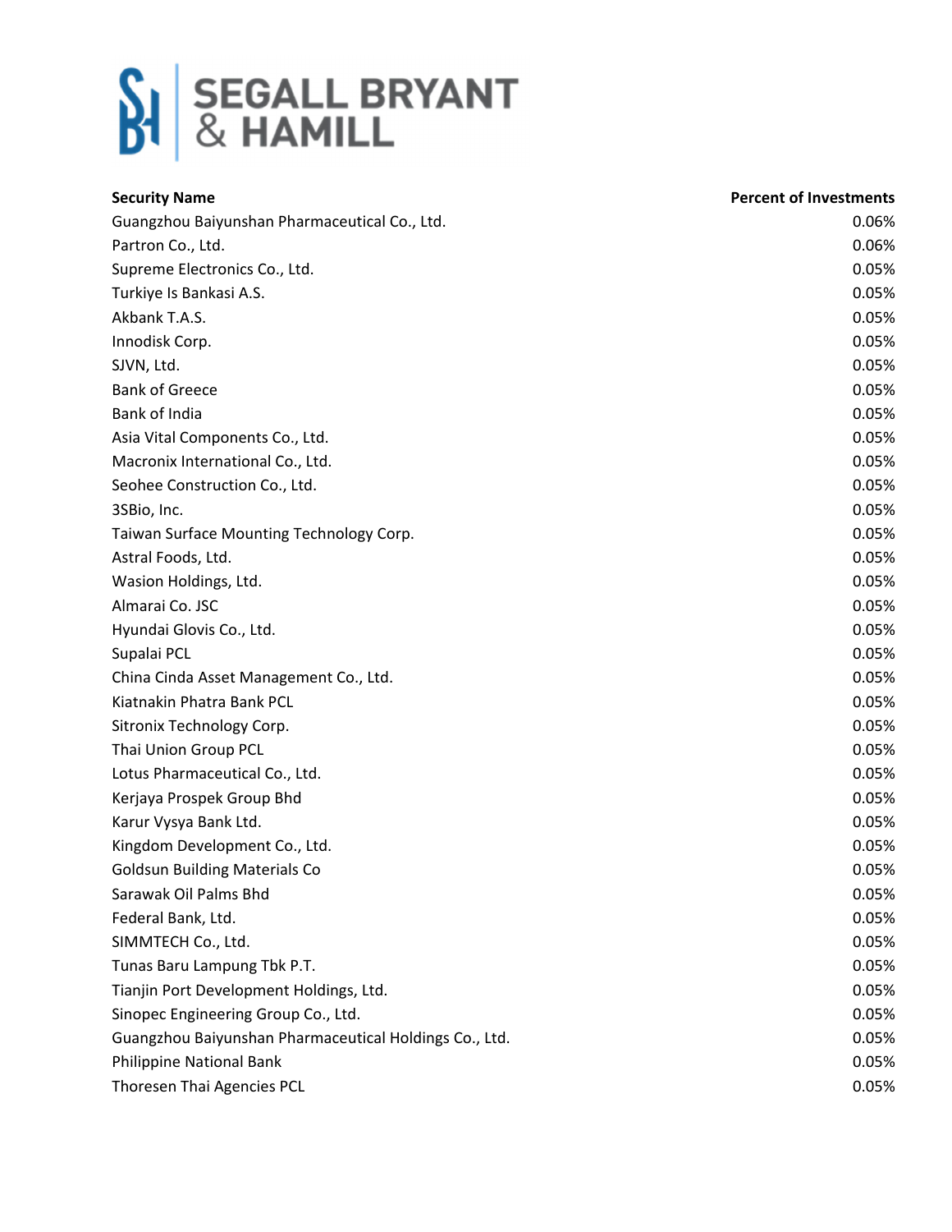| Security Name | Percent of Investments |
|---|---|
| Guangzhou Baiyunshan Pharmaceutical Co., Ltd. | 0.06% |
| Partron Co., Ltd. | 0.06% |
| Supreme Electronics Co., Ltd. | 0.05% |
| Turkiye Is Bankasi A.S. | 0.05% |
| Akbank T.A.S. | 0.05% |
| Innodisk Corp. | 0.05% |
| SJVN, Ltd. | 0.05% |
| Bank of Greece | 0.05% |
| Bank of India | 0.05% |
| Asia Vital Components Co., Ltd. | 0.05% |
| Macronix International Co., Ltd. | 0.05% |
| Seohee Construction Co., Ltd. | 0.05% |
| 3SBio, Inc. | 0.05% |
| Taiwan Surface Mounting Technology Corp. | 0.05% |
| Astral Foods, Ltd. | 0.05% |
| Wasion Holdings, Ltd. | 0.05% |
| Almarai Co. JSC | 0.05% |
| Hyundai Glovis Co., Ltd. | 0.05% |
| Supalai PCL | 0.05% |
| China Cinda Asset Management Co., Ltd. | 0.05% |
| Kiatnakin Phatra Bank PCL | 0.05% |
| Sitronix Technology Corp. | 0.05% |
| Thai Union Group PCL | 0.05% |
| Lotus Pharmaceutical Co., Ltd. | 0.05% |
| Kerjaya Prospek Group Bhd | 0.05% |
| Karur Vysya Bank Ltd. | 0.05% |
| Kingdom Development Co., Ltd. | 0.05% |
| Goldsun Building Materials Co | 0.05% |
| Sarawak Oil Palms Bhd | 0.05% |
| Federal Bank, Ltd. | 0.05% |
| SIMMTECH Co., Ltd. | 0.05% |
| Tunas Baru Lampung Tbk P.T. | 0.05% |
| Tianjin Port Development Holdings, Ltd. | 0.05% |
| Sinopec Engineering Group Co., Ltd. | 0.05% |
| Guangzhou Baiyunshan Pharmaceutical Holdings Co., Ltd. | 0.05% |
| Philippine National Bank | 0.05% |
| Thoresen Thai Agencies PCL | 0.05% |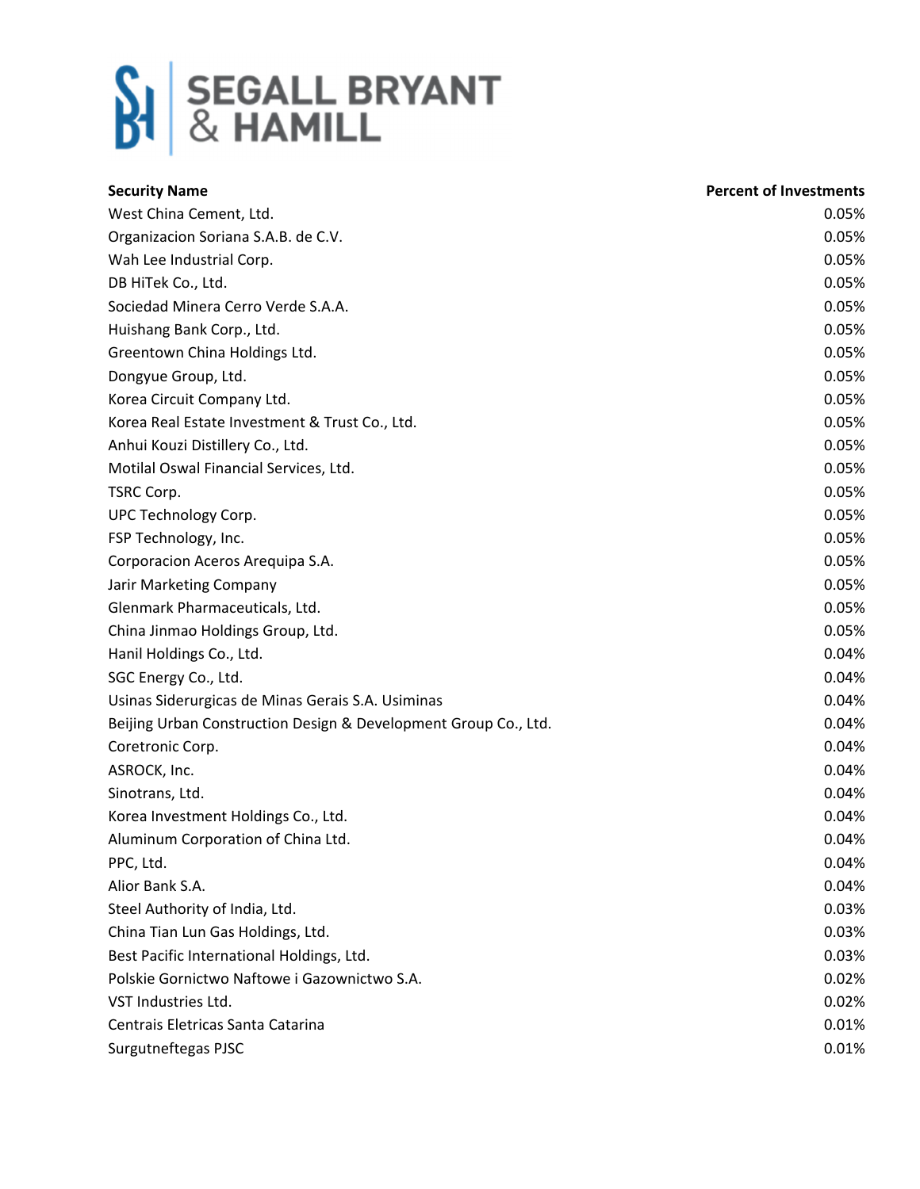| Security Name | Percent of Investments |
|---|---|
| West China Cement, Ltd. | 0.05% |
| Organizacion Soriana S.A.B. de C.V. | 0.05% |
| Wah Lee Industrial Corp. | 0.05% |
| DB HiTek Co., Ltd. | 0.05% |
| Sociedad Minera Cerro Verde S.A.A. | 0.05% |
| Huishang Bank Corp., Ltd. | 0.05% |
| Greentown China Holdings Ltd. | 0.05% |
| Dongyue Group, Ltd. | 0.05% |
| Korea Circuit Company Ltd. | 0.05% |
| Korea Real Estate Investment & Trust Co., Ltd. | 0.05% |
| Anhui Kouzi Distillery Co., Ltd. | 0.05% |
| Motilal Oswal Financial Services, Ltd. | 0.05% |
| TSRC Corp. | 0.05% |
| UPC Technology Corp. | 0.05% |
| FSP Technology, Inc. | 0.05% |
| Corporacion Aceros Arequipa S.A. | 0.05% |
| Jarir Marketing Company | 0.05% |
| Glenmark Pharmaceuticals, Ltd. | 0.05% |
| China Jinmao Holdings Group, Ltd. | 0.05% |
| Hanil Holdings Co., Ltd. | 0.04% |
| SGC Energy Co., Ltd. | 0.04% |
| Usinas Siderurgicas de Minas Gerais S.A. Usiminas | 0.04% |
| Beijing Urban Construction Design & Development Group Co., Ltd. | 0.04% |
| Coretronic Corp. | 0.04% |
| ASROCK, Inc. | 0.04% |
| Sinotrans, Ltd. | 0.04% |
| Korea Investment Holdings Co., Ltd. | 0.04% |
| Aluminum Corporation of China Ltd. | 0.04% |
| PPC, Ltd. | 0.04% |
| Alior Bank S.A. | 0.04% |
| Steel Authority of India, Ltd. | 0.03% |
| China Tian Lun Gas Holdings, Ltd. | 0.03% |
| Best Pacific International Holdings, Ltd. | 0.03% |
| Polskie Gornictwo Naftowe i Gazownictwo S.A. | 0.02% |
| VST Industries Ltd. | 0.02% |
| Centrais Eletricas Santa Catarina | 0.01% |
| Surgutneftegas PJSC | 0.01% |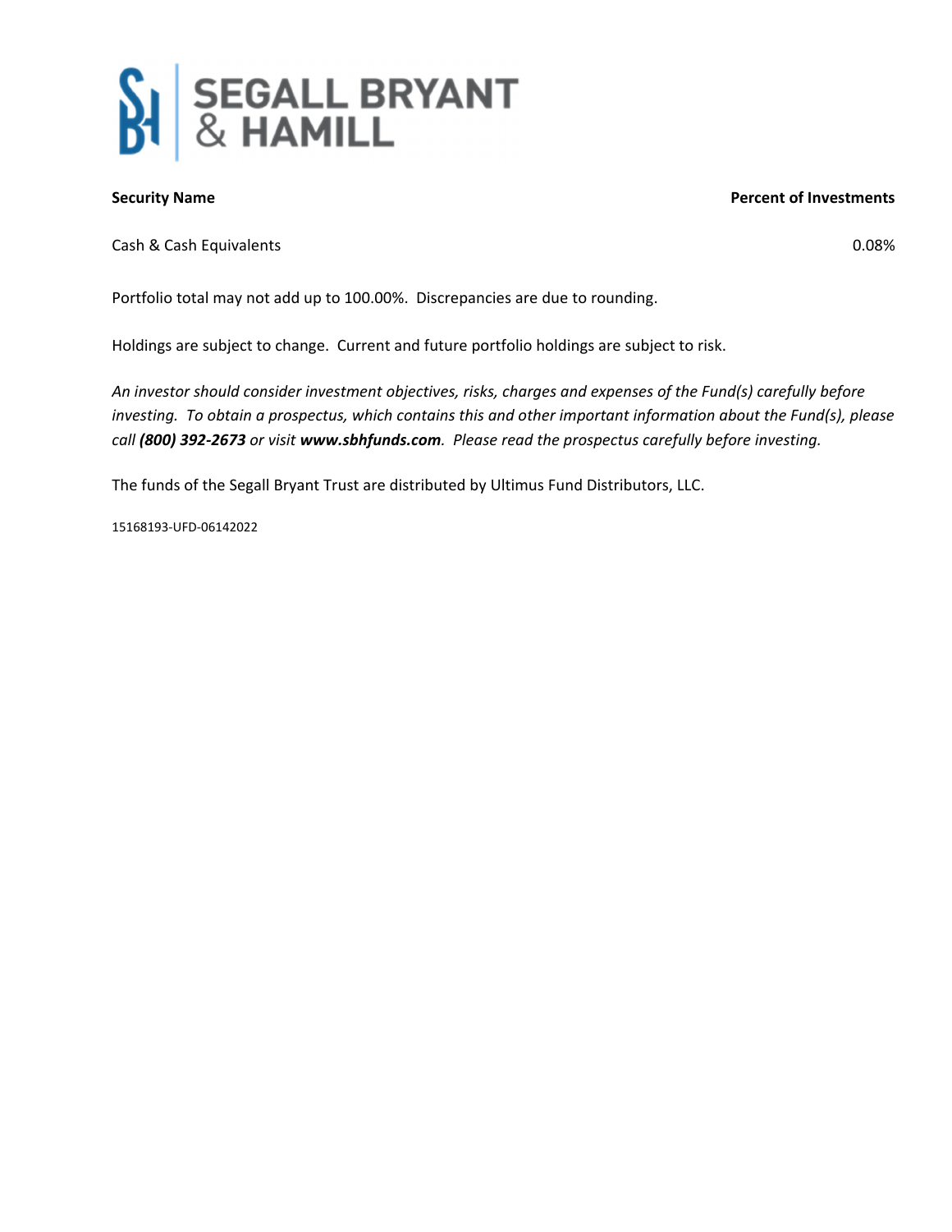| **Security Name** | **Percent of Investments** |
|---|---|
| Cash & Cash Equivalents | 0.08% |

Portfolio total may not add up to 100.00%. Discrepancies are due to rounding.

Holdings are subject to change. Current and future portfolio holdings are subject to risk.

*An investor should consider investment objectives, risks, charges and expenses of the Fund(s) carefully before investing. To obtain a prospectus, which contains this and other important information about the Fund(s), please call **(800) 392-2673** or visit **www.sbhfunds.com**. Please read the prospectus carefully before investing.*

The funds of the Segall Bryant Trust are distributed by Ultimus Fund Distributors, LLC.

15168193-UFD-06142022